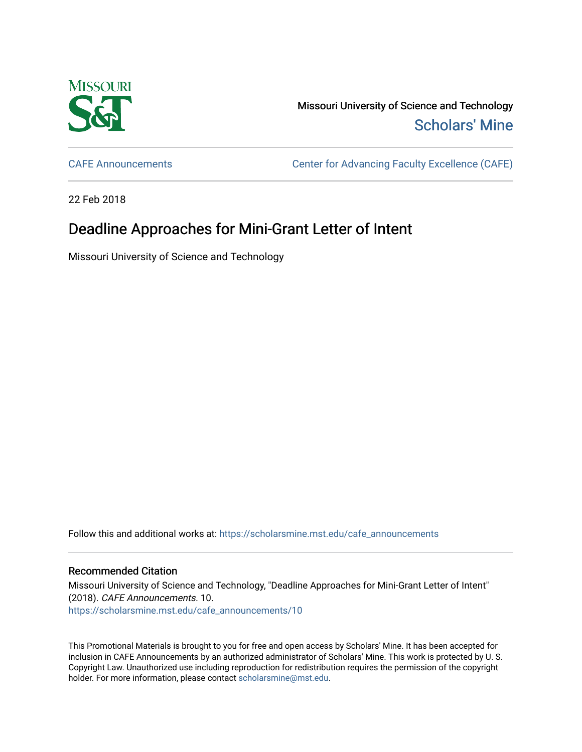Missouri University of Science and Technology

Scholars' Mine

CAFE Announcements

Center for Advancing Faculty Excellence (CAFE)

22 Feb 2018

# Deadline Approaches for Mini-Grant Letter of Intent

Missouri University of Science and Technology

Follow this and additional works at: https://scholarsmine.mst.edu/cafe_announcements

## Recommended Citation

Missouri University of Science and Technology, "Deadline Approaches for Mini-Grant Letter of Intent" (2018). *CAFE Announcements*. 10.
https://scholarsmine.mst.edu/cafe_announcements/10

This Promotional Materials is brought to you for free and open access by Scholars' Mine. It has been accepted for inclusion in CAFE Announcements by an authorized administrator of Scholars' Mine. This work is protected by U. S. Copyright Law. Unauthorized use including reproduction for redistribution requires the permission of the copyright holder. For more information, please contact scholarsmine@mst.edu.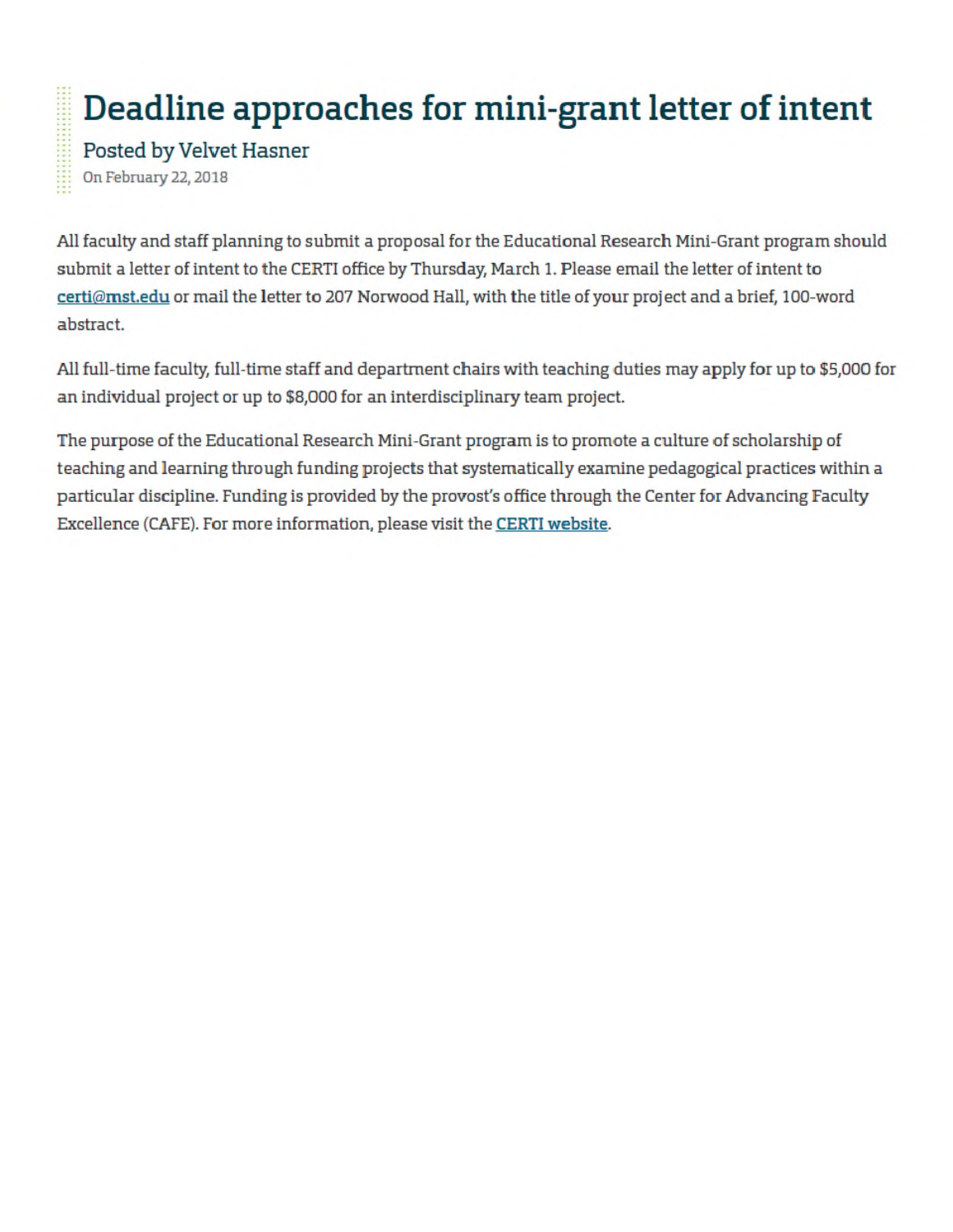# Deadline approaches for mini-grant letter of intent

Posted by Velvet Hasner

On February 22, 2018

All faculty and staff planning to submit a proposal for the Educational Research Mini-Grant program should submit a letter of intent to the CERTI office by Thursday, March 1. Please email the letter of intent to certi@mst.edu or mail the letter to 207 Norwood Hall, with the title of your project and a brief, 100-word abstract.

All full-time faculty, full-time staff and department chairs with teaching duties may apply for up to $5,000 for an individual project or up to $8,000 for an interdisciplinary team project.

The purpose of the Educational Research Mini-Grant program is to promote a culture of scholarship of teaching and learning through funding projects that systematically examine pedagogical practices within a particular discipline. Funding is provided by the provost's office through the Center for Advancing Faculty Excellence (CAFE). For more information, please visit the CERTI website.